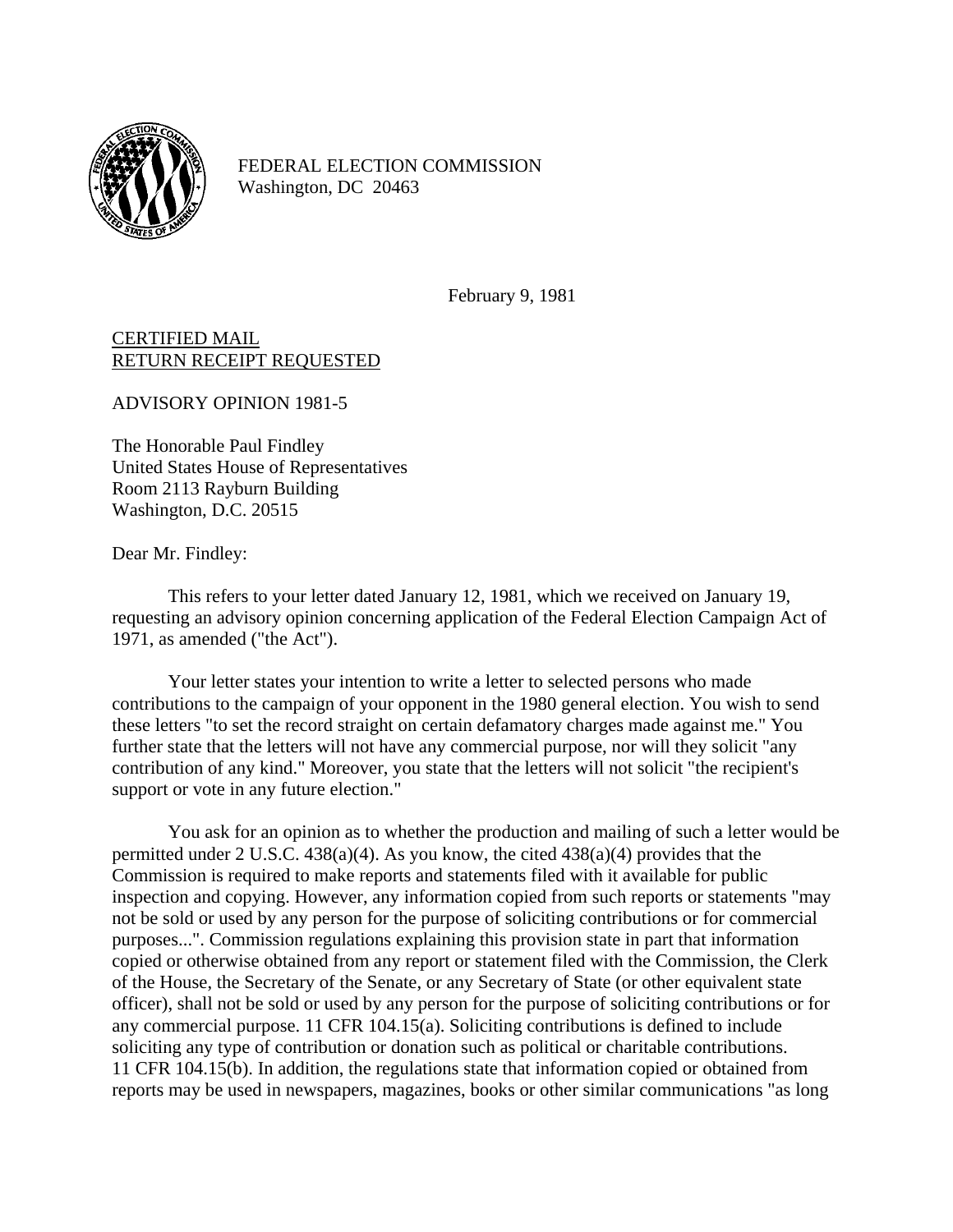FEDERAL ELECTION COMMISSION
Washington, DC 20463

February 9, 1981

CERTIFIED MAIL
RETURN RECEIPT REQUESTED

ADVISORY OPINION 1981-5

The Honorable Paul Findley
United States House of Representatives
Room 2113 Rayburn Building
Washington, D.C. 20515

Dear Mr. Findley:

This refers to your letter dated January 12, 1981, which we received on January 19, requesting an advisory opinion concerning application of the Federal Election Campaign Act of 1971, as amended ("the Act").

Your letter states your intention to write a letter to selected persons who made contributions to the campaign of your opponent in the 1980 general election. You wish to send these letters "to set the record straight on certain defamatory charges made against me." You further state that the letters will not have any commercial purpose, nor will they solicit "any contribution of any kind." Moreover, you state that the letters will not solicit "the recipient's support or vote in any future election."

You ask for an opinion as to whether the production and mailing of such a letter would be permitted under 2 U.S.C. 438(a)(4). As you know, the cited 438(a)(4) provides that the Commission is required to make reports and statements filed with it available for public inspection and copying. However, any information copied from such reports or statements "may not be sold or used by any person for the purpose of soliciting contributions or for commercial purposes...". Commission regulations explaining this provision state in part that information copied or otherwise obtained from any report or statement filed with the Commission, the Clerk of the House, the Secretary of the Senate, or any Secretary of State (or other equivalent state officer), shall not be sold or used by any person for the purpose of soliciting contributions or for any commercial purpose. 11 CFR 104.15(a). Soliciting contributions is defined to include soliciting any type of contribution or donation such as political or charitable contributions. 11 CFR 104.15(b). In addition, the regulations state that information copied or obtained from reports may be used in newspapers, magazines, books or other similar communications "as long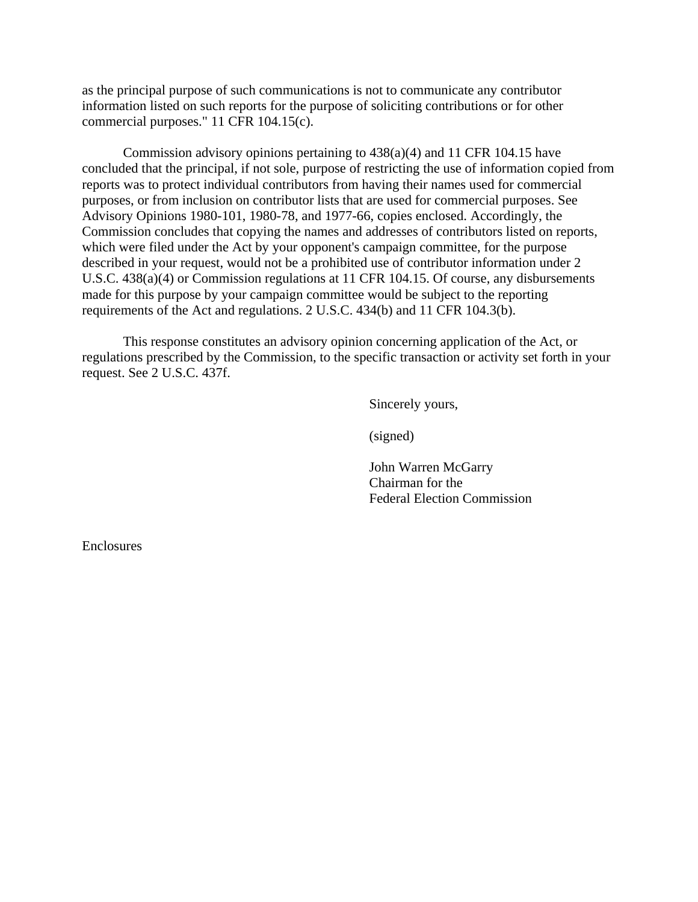as the principal purpose of such communications is not to communicate any contributor information listed on such reports for the purpose of soliciting contributions or for other commercial purposes." 11 CFR 104.15(c).

Commission advisory opinions pertaining to 438(a)(4) and 11 CFR 104.15 have concluded that the principal, if not sole, purpose of restricting the use of information copied from reports was to protect individual contributors from having their names used for commercial purposes, or from inclusion on contributor lists that are used for commercial purposes. See Advisory Opinions 1980-101, 1980-78, and 1977-66, copies enclosed. Accordingly, the Commission concludes that copying the names and addresses of contributors listed on reports, which were filed under the Act by your opponent's campaign committee, for the purpose described in your request, would not be a prohibited use of contributor information under 2 U.S.C. 438(a)(4) or Commission regulations at 11 CFR 104.15. Of course, any disbursements made for this purpose by your campaign committee would be subject to the reporting requirements of the Act and regulations. 2 U.S.C. 434(b) and 11 CFR 104.3(b).

This response constitutes an advisory opinion concerning application of the Act, or regulations prescribed by the Commission, to the specific transaction or activity set forth in your request. See 2 U.S.C. 437f.

Sincerely yours,

(signed)

John Warren McGarry
Chairman for the
Federal Election Commission

Enclosures